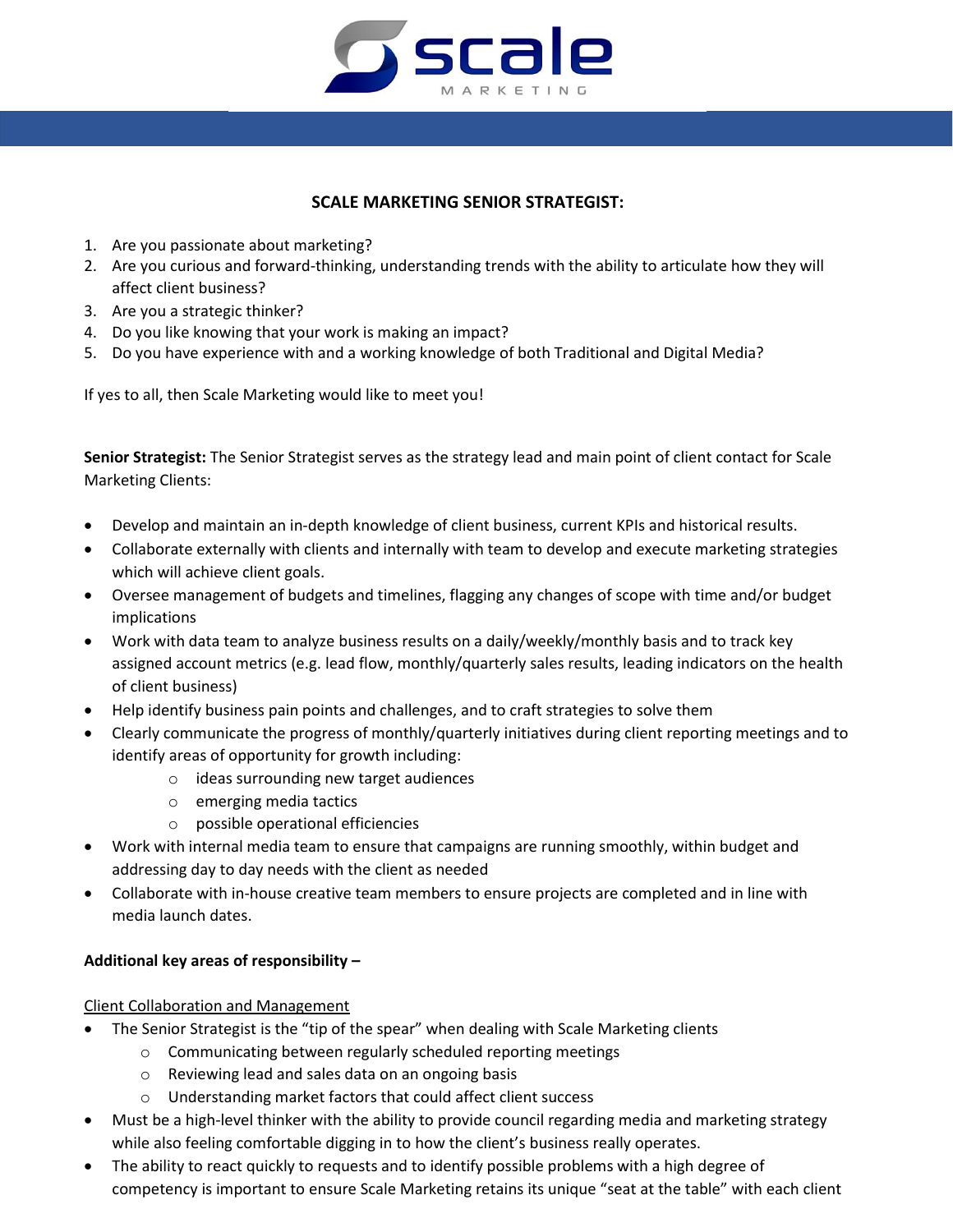# SCALE MARKETING SENIOR STRATEGIST:

1. Are you passionate about marketing?
2. Are you curious and forward-thinking, understanding trends with the ability to articulate how they will affect client business?
3. Are you a strategic thinker?
4. Do you like knowing that your work is making an impact?
5. Do you have experience with and a working knowledge of both Traditional and Digital Media?

If yes to all, then Scale Marketing would like to meet you!

**Senior Strategist:** The Senior Strategist serves as the strategy lead and main point of client contact for Scale Marketing Clients:

- Develop and maintain an in-depth knowledge of client business, current KPIs and historical results.
- Collaborate externally with clients and internally with team to develop and execute marketing strategies which will achieve client goals.
- Oversee management of budgets and timelines, flagging any changes of scope with time and/or budget implications
- Work with data team to analyze business results on a daily/weekly/monthly basis and to track key assigned account metrics (e.g. lead flow, monthly/quarterly sales results, leading indicators on the health of client business)
- Help identify business pain points and challenges, and to craft strategies to solve them
- Clearly communicate the progress of monthly/quarterly initiatives during client reporting meetings and to identify areas of opportunity for growth including:
    - ideas surrounding new target audiences
    - emerging media tactics
    - possible operational efficiencies
- Work with internal media team to ensure that campaigns are running smoothly, within budget and addressing day to day needs with the client as needed
- Collaborate with in-house creative team members to ensure projects are completed and in line with media launch dates.

**Additional key areas of responsibility –**

Client Collaboration and Management

- The Senior Strategist is the "tip of the spear" when dealing with Scale Marketing clients
    - Communicating between regularly scheduled reporting meetings
    - Reviewing lead and sales data on an ongoing basis
    - Understanding market factors that could affect client success
- Must be a high-level thinker with the ability to provide council regarding media and marketing strategy while also feeling comfortable digging in to how the client's business really operates.
- The ability to react quickly to requests and to identify possible problems with a high degree of competency is important to ensure Scale Marketing retains its unique "seat at the table" with each client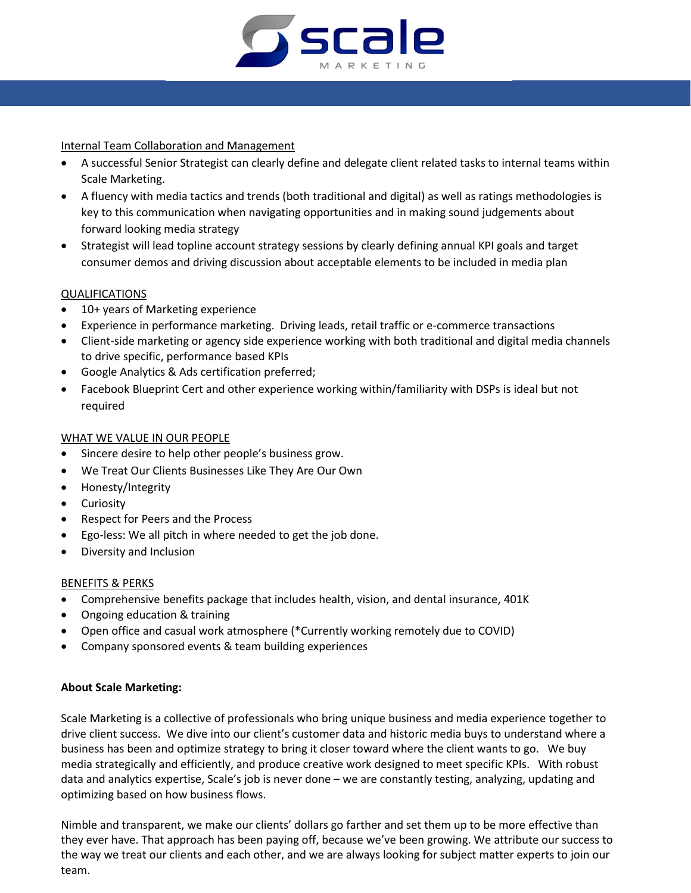Internal Team Collaboration and Management

- A successful Senior Strategist can clearly define and delegate client related tasks to internal teams within Scale Marketing.
- A fluency with media tactics and trends (both traditional and digital) as well as ratings methodologies is key to this communication when navigating opportunities and in making sound judgements about forward looking media strategy
- Strategist will lead topline account strategy sessions by clearly defining annual KPI goals and target consumer demos and driving discussion about acceptable elements to be included in media plan

QUALIFICATIONS

- 10+ years of Marketing experience
- Experience in performance marketing. Driving leads, retail traffic or e-commerce transactions
- Client-side marketing or agency side experience working with both traditional and digital media channels to drive specific, performance based KPIs
- Google Analytics & Ads certification preferred;
- Facebook Blueprint Cert and other experience working within/familiarity with DSPs is ideal but not required

WHAT WE VALUE IN OUR PEOPLE

- Sincere desire to help other people's business grow.
- We Treat Our Clients Businesses Like They Are Our Own
- Honesty/Integrity
- Curiosity
- Respect for Peers and the Process
- Ego-less: We all pitch in where needed to get the job done.
- Diversity and Inclusion

BENEFITS & PERKS

- Comprehensive benefits package that includes health, vision, and dental insurance, 401K
- Ongoing education & training
- Open office and casual work atmosphere (*Currently working remotely due to COVID)
- Company sponsored events & team building experiences

**About Scale Marketing:**

Scale Marketing is a collective of professionals who bring unique business and media experience together to drive client success. We dive into our client's customer data and historic media buys to understand where a business has been and optimize strategy to bring it closer toward where the client wants to go. We buy media strategically and efficiently, and produce creative work designed to meet specific KPIs. With robust data and analytics expertise, Scale's job is never done – we are constantly testing, analyzing, updating and optimizing based on how business flows.

Nimble and transparent, we make our clients' dollars go farther and set them up to be more effective than they ever have. That approach has been paying off, because we've been growing. We attribute our success to the way we treat our clients and each other, and we are always looking for subject matter experts to join our team.